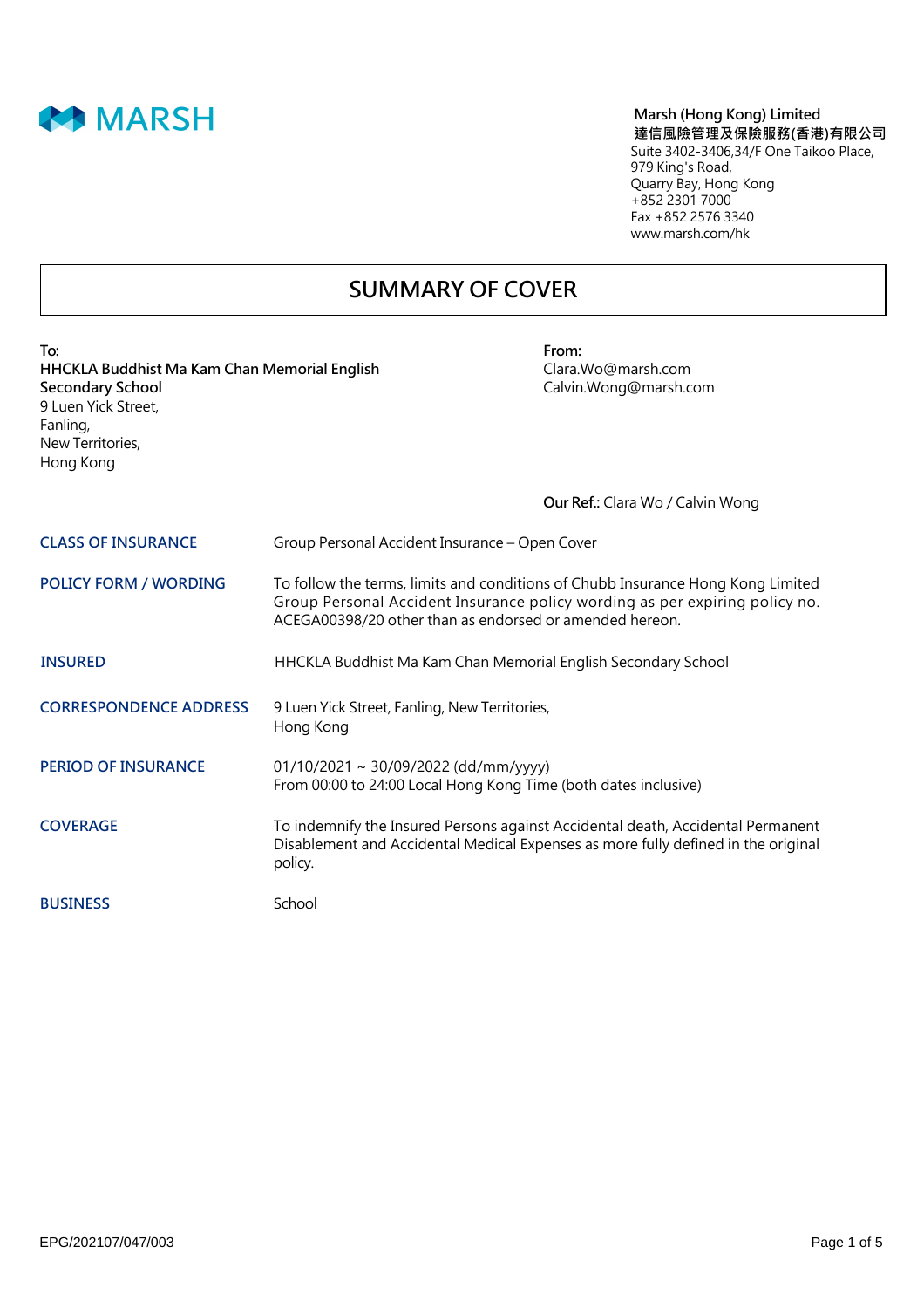MARSH

**Marsh (Hong Kong) Limited**
**達信風險管理及保險服務(香港)有限公司**
Suite 3402-3406,34/F One Taikoo Place,
979 King's Road,
Quarry Bay, Hong Kong
+852 2301 7000
Fax +852 2576 3340
www.marsh.com/hk

# SUMMARY OF COVER

**To:**
**HHCKLA Buddhist Ma Kam Chan Memorial English Secondary School**
9 Luen Yick Street,
Fanling,
New Territories,
Hong Kong

**From:**
Clara.Wo@marsh.com
Calvin.Wong@marsh.com

**Our Ref.:** Clara Wo / Calvin Wong

| | |
|---|---|
| **CLASS OF INSURANCE** | Group Personal Accident Insurance – Open Cover |
| **POLICY FORM / WORDING** | To follow the terms, limits and conditions of Chubb Insurance Hong Kong Limited Group Personal Accident Insurance policy wording as per expiring policy no. ACEGA00398/20 other than as endorsed or amended hereon. |
| **INSURED** | HHCKLA Buddhist Ma Kam Chan Memorial English Secondary School |
| **CORRESPONDENCE ADDRESS** | 9 Luen Yick Street, Fanling, New Territories, Hong Kong |
| **PERIOD OF INSURANCE** | 01/10/2021 ~ 30/09/2022 (dd/mm/yyyy)<br>From 00:00 to 24:00 Local Hong Kong Time (both dates inclusive) |
| **COVERAGE** | To indemnify the Insured Persons against Accidental death, Accidental Permanent Disablement and Accidental Medical Expenses as more fully defined in the original policy. |
| **BUSINESS** | School |

EPG/202107/047/003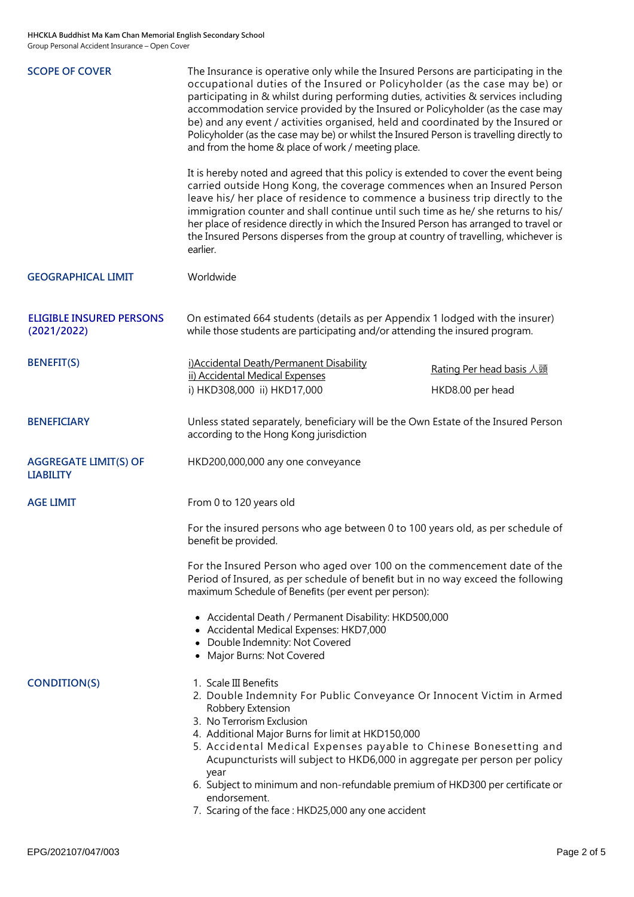| | |
|---|---|
| **SCOPE OF COVER** | The Insurance is operative only while the Insured Persons are participating in the occupational duties of the Insured or Policyholder (as the case may be) or participating in & whilst during performing duties, activities & services including accommodation service provided by the Insured or Policyholder (as the case may be) and any event / activities organised, held and coordinated by the Insured or Policyholder (as the case may be) or whilst the Insured Person is travelling directly to and from the home & place of work / meeting place.<br><br>It is hereby noted and agreed that this policy is extended to cover the event being carried outside Hong Kong, the coverage commences when an Insured Person leave his/ her place of residence to commence a business trip directly to the immigration counter and shall continue until such time as he/ she returns to his/ her place of residence directly in which the Insured Person has arranged to travel or the Insured Persons disperses from the group at country of travelling, whichever is earlier. |
| **GEOGRAPHICAL LIMIT** | Worldwide |
| **ELIGIBLE INSURED PERSONS (2021/2022)** | On estimated 664 students (details as per Appendix 1 lodged with the insurer) while those students are participating and/or attending the insured program. |
| **BENEFIT(S)** | i)Accidental Death/Permanent Disability<br>ii) Accidental Medical Expenses<br>i) HKD308,000 ii) HKD17,000<br><br>Rating Per head basis 人頭<br>HKD8.00 per head |
| **BENEFICIARY** | Unless stated separately, beneficiary will be the Own Estate of the Insured Person according to the Hong Kong jurisdiction |
| **AGGREGATE LIMIT(S) OF LIABILITY** | HKD200,000,000 any one conveyance |
| **AGE LIMIT** | From 0 to 120 years old<br><br>For the insured persons who age between 0 to 100 years old, as per schedule of benefit be provided.<br><br>For the Insured Person who aged over 100 on the commencement date of the Period of Insured, as per schedule of benefit but in no way exceed the following maximum Schedule of Benefits (per event per person):<br>• Accidental Death / Permanent Disability: HKD500,000<br>• Accidental Medical Expenses: HKD7,000<br>• Double Indemnity: Not Covered<br>• Major Burns: Not Covered |
| **CONDITION(S)** | 1. Scale III Benefits<br>2. Double Indemnity For Public Conveyance Or Innocent Victim in Armed Robbery Extension<br>3. No Terrorism Exclusion<br>4. Additional Major Burns for limit at HKD150,000<br>5. Accidental Medical Expenses payable to Chinese Bonesetting and Acupuncturists will subject to HKD6,000 in aggregate per person per policy year<br>6. Subject to minimum and non-refundable premium of HKD300 per certificate or endorsement.<br>7. Scaring of the face : HKD25,000 any one accident |

EPG/202107/047/003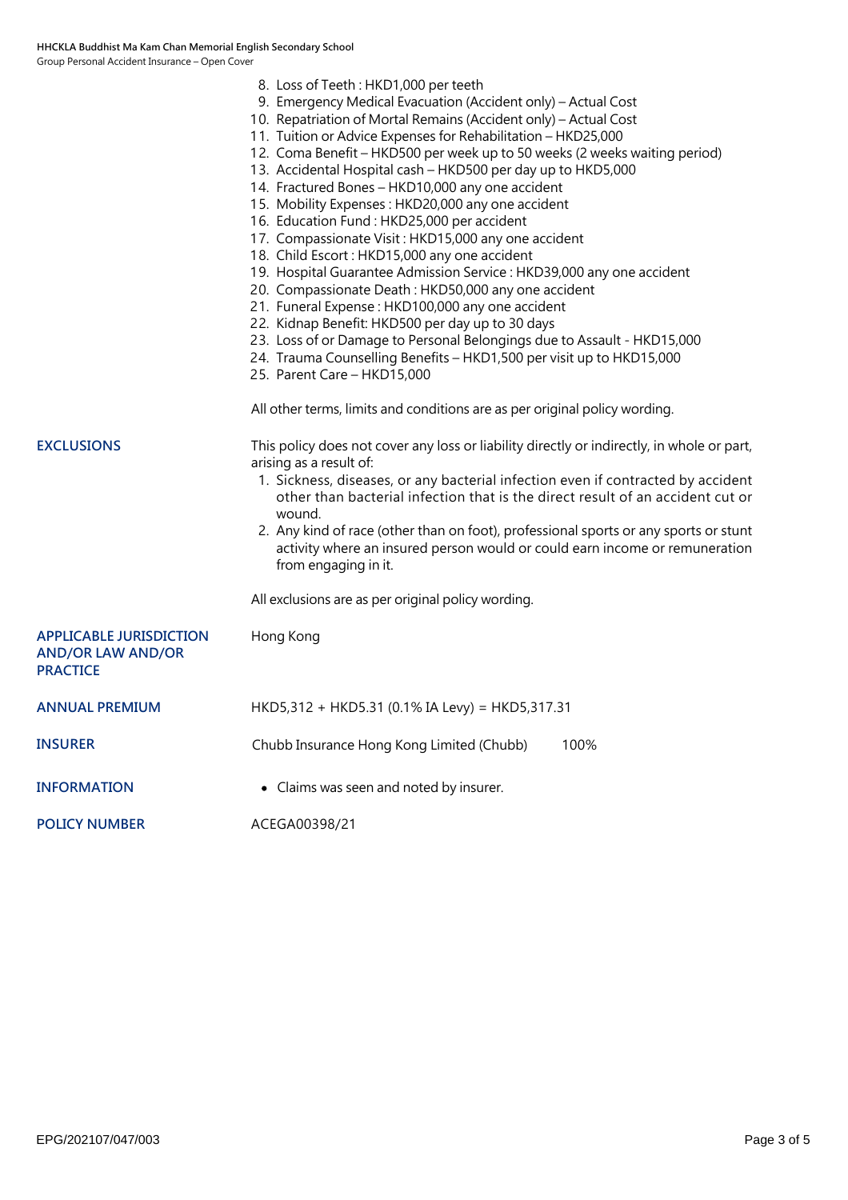8. Loss of Teeth : HKD1,000 per teeth
9. Emergency Medical Evacuation (Accident only) – Actual Cost
10. Repatriation of Mortal Remains (Accident only) – Actual Cost
11. Tuition or Advice Expenses for Rehabilitation – HKD25,000
12. Coma Benefit – HKD500 per week up to 50 weeks (2 weeks waiting period)
13. Accidental Hospital cash – HKD500 per day up to HKD5,000
14. Fractured Bones – HKD10,000 any one accident
15. Mobility Expenses : HKD20,000 any one accident
16. Education Fund : HKD25,000 per accident
17. Compassionate Visit : HKD15,000 any one accident
18. Child Escort : HKD15,000 any one accident
19. Hospital Guarantee Admission Service : HKD39,000 any one accident
20. Compassionate Death : HKD50,000 any one accident
21. Funeral Expense : HKD100,000 any one accident
22. Kidnap Benefit: HKD500 per day up to 30 days
23. Loss of or Damage to Personal Belongings due to Assault - HKD15,000
24. Trauma Counselling Benefits – HKD1,500 per visit up to HKD15,000
25. Parent Care – HKD15,000

All other terms, limits and conditions are as per original policy wording.

**EXCLUSIONS**

This policy does not cover any loss or liability directly or indirectly, in whole or part, arising as a result of:

1. Sickness, diseases, or any bacterial infection even if contracted by accident other than bacterial infection that is the direct result of an accident cut or wound.
2. Any kind of race (other than on foot), professional sports or any sports or stunt activity where an insured person would or could earn income or remuneration from engaging in it.

All exclusions are as per original policy wording.

**APPLICABLE JURISDICTION AND/OR LAW AND/OR PRACTICE**

Hong Kong

**ANNUAL PREMIUM**

HKD5,312 + HKD5.31 (0.1% IA Levy) = HKD5,317.31

**INSURER**

Chubb Insurance Hong Kong Limited (Chubb) 100%

**INFORMATION**

- Claims was seen and noted by insurer.

**POLICY NUMBER**

ACEGA00398/21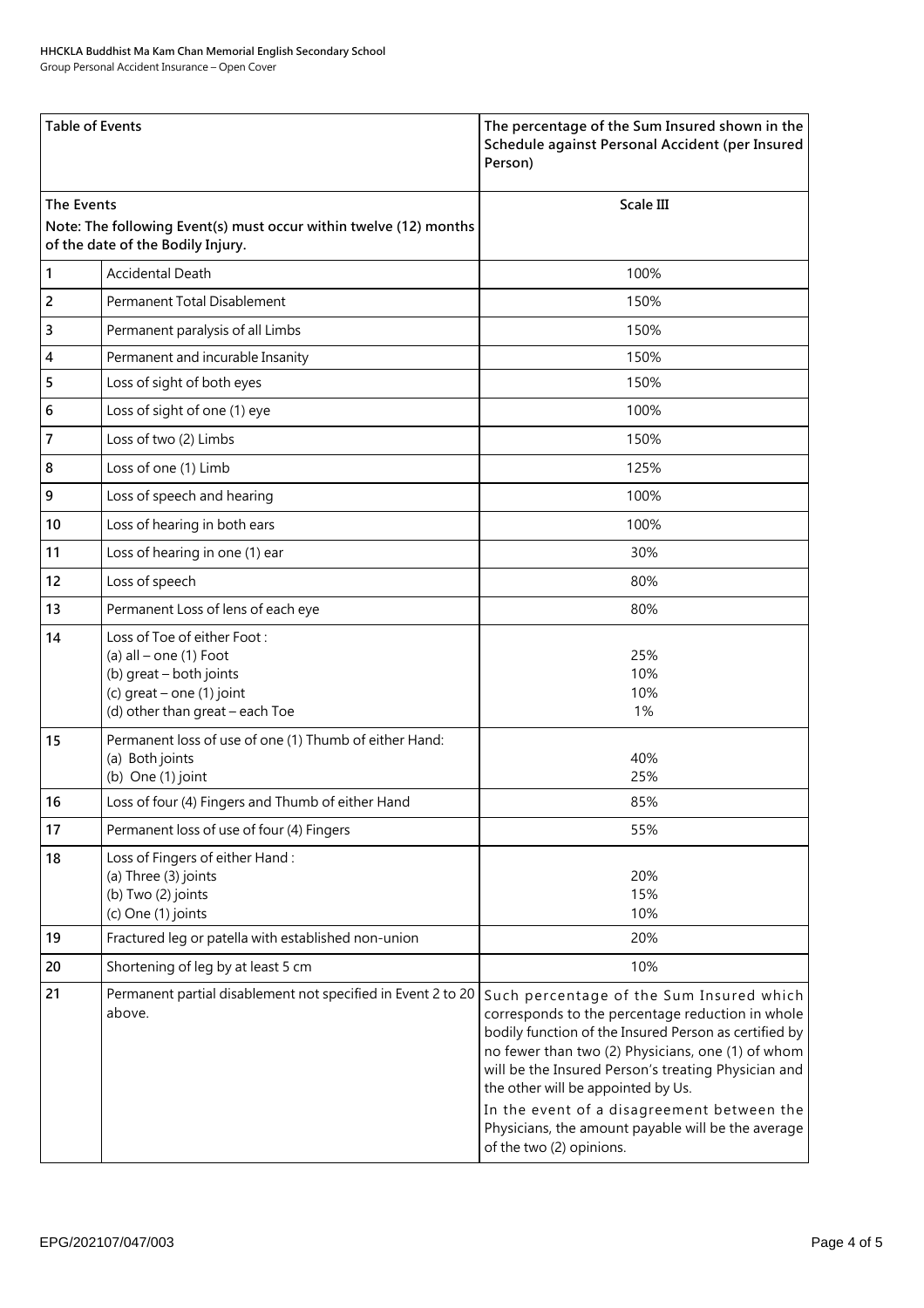| Table of Events | | The percentage of the Sum Insured shown in the Schedule against Personal Accident (per Insured Person) |
|---|---|---|
| **The Events**<br>**Note: The following Event(s) must occur within twelve (12) months of the date of the Bodily Injury.** | | **Scale III** |
| 1 | Accidental Death | 100% |
| 2 | Permanent Total Disablement | 150% |
| 3 | Permanent paralysis of all Limbs | 150% |
| 4 | Permanent and incurable Insanity | 150% |
| 5 | Loss of sight of both eyes | 150% |
| 6 | Loss of sight of one (1) eye | 100% |
| 7 | Loss of two (2) Limbs | 150% |
| 8 | Loss of one (1) Limb | 125% |
| 9 | Loss of speech and hearing | 100% |
| 10 | Loss of hearing in both ears | 100% |
| 11 | Loss of hearing in one (1) ear | 30% |
| 12 | Loss of speech | 80% |
| 13 | Permanent Loss of lens of each eye | 80% |
| 14 | Loss of Toe of either Foot :<br>(a) all – one (1) Foot<br>(b) great – both joints<br>(c) great – one (1) joint<br>(d) other than great – each Toe | <br>25%<br>10%<br>10%<br>1% |
| 15 | Permanent loss of use of one (1) Thumb of either Hand:<br>(a) Both joints<br>(b) One (1) joint | <br>40%<br>25% |
| 16 | Loss of four (4) Fingers and Thumb of either Hand | 85% |
| 17 | Permanent loss of use of four (4) Fingers | 55% |
| 18 | Loss of Fingers of either Hand :<br>(a) Three (3) joints<br>(b) Two (2) joints<br>(c) One (1) joints | <br>20%<br>15%<br>10% |
| 19 | Fractured leg or patella with established non-union | 20% |
| 20 | Shortening of leg by at least 5 cm | 10% |
| 21 | Permanent partial disablement not specified in Event 2 to 20 above. | Such percentage of the Sum Insured which corresponds to the percentage reduction in whole bodily function of the Insured Person as certified by no fewer than two (2) Physicians, one (1) of whom will be the Insured Person's treating Physician and the other will be appointed by Us.<br>In the event of a disagreement between the Physicians, the amount payable will be the average of the two (2) opinions. |

EPG/202107/047/003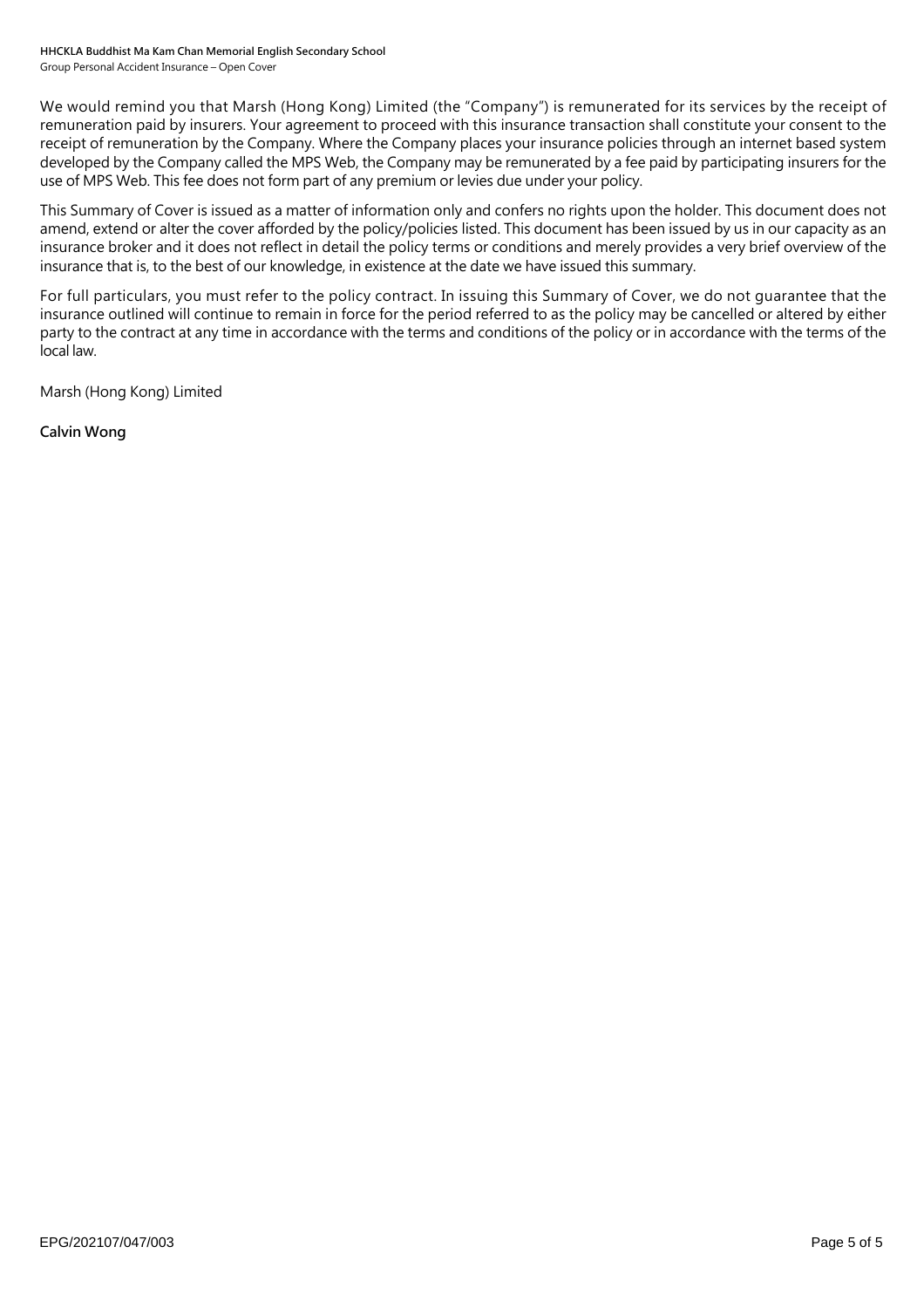We would remind you that Marsh (Hong Kong) Limited (the "Company") is remunerated for its services by the receipt of remuneration paid by insurers. Your agreement to proceed with this insurance transaction shall constitute your consent to the receipt of remuneration by the Company. Where the Company places your insurance policies through an internet based system developed by the Company called the MPS Web, the Company may be remunerated by a fee paid by participating insurers for the use of MPS Web. This fee does not form part of any premium or levies due under your policy.

This Summary of Cover is issued as a matter of information only and confers no rights upon the holder. This document does not amend, extend or alter the cover afforded by the policy/policies listed. This document has been issued by us in our capacity as an insurance broker and it does not reflect in detail the policy terms or conditions and merely provides a very brief overview of the insurance that is, to the best of our knowledge, in existence at the date we have issued this summary.

For full particulars, you must refer to the policy contract. In issuing this Summary of Cover, we do not guarantee that the insurance outlined will continue to remain in force for the period referred to as the policy may be cancelled or altered by either party to the contract at any time in accordance with the terms and conditions of the policy or in accordance with the terms of the local law.

Marsh (Hong Kong) Limited

**Calvin Wong**

EPG/202107/047/003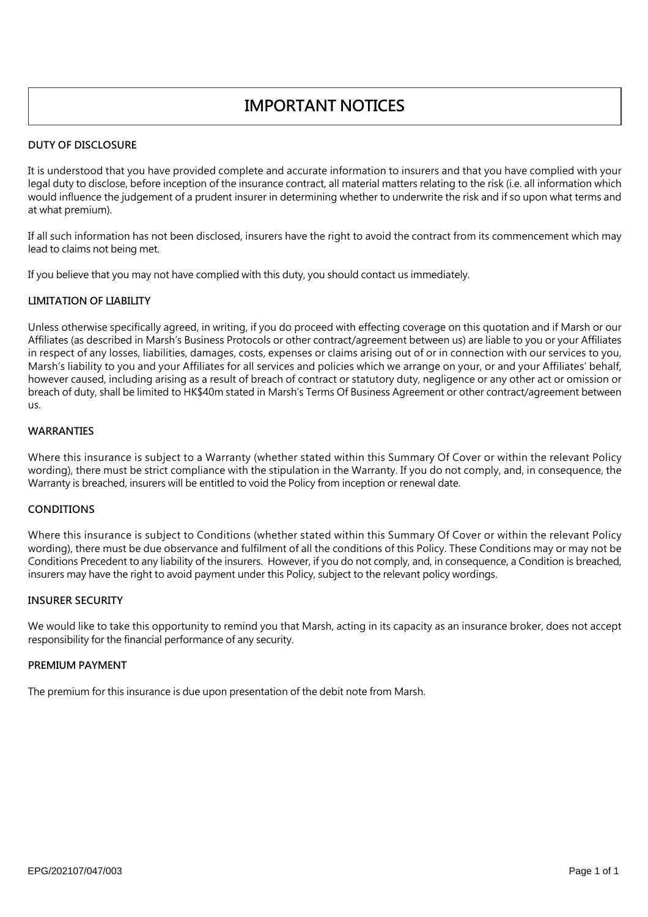# IMPORTANT NOTICES

## DUTY OF DISCLOSURE

It is understood that you have provided complete and accurate information to insurers and that you have complied with your legal duty to disclose, before inception of the insurance contract, all material matters relating to the risk (i.e. all information which would influence the judgement of a prudent insurer in determining whether to underwrite the risk and if so upon what terms and at what premium).

If all such information has not been disclosed, insurers have the right to avoid the contract from its commencement which may lead to claims not being met.

If you believe that you may not have complied with this duty, you should contact us immediately.

## LIMITATION OF LIABILITY

Unless otherwise specifically agreed, in writing, if you do proceed with effecting coverage on this quotation and if Marsh or our Affiliates (as described in Marsh's Business Protocols or other contract/agreement between us) are liable to you or your Affiliates in respect of any losses, liabilities, damages, costs, expenses or claims arising out of or in connection with our services to you, Marsh's liability to you and your Affiliates for all services and policies which we arrange on your, or and your Affiliates' behalf, however caused, including arising as a result of breach of contract or statutory duty, negligence or any other act or omission or breach of duty, shall be limited to HK$40m stated in Marsh's Terms Of Business Agreement or other contract/agreement between us.

## WARRANTIES

Where this insurance is subject to a Warranty (whether stated within this Summary Of Cover or within the relevant Policy wording), there must be strict compliance with the stipulation in the Warranty. If you do not comply, and, in consequence, the Warranty is breached, insurers will be entitled to void the Policy from inception or renewal date.

## CONDITIONS

Where this insurance is subject to Conditions (whether stated within this Summary Of Cover or within the relevant Policy wording), there must be due observance and fulfilment of all the conditions of this Policy. These Conditions may or may not be Conditions Precedent to any liability of the insurers. However, if you do not comply, and, in consequence, a Condition is breached, insurers may have the right to avoid payment under this Policy, subject to the relevant policy wordings.

## INSURER SECURITY

We would like to take this opportunity to remind you that Marsh, acting in its capacity as an insurance broker, does not accept responsibility for the financial performance of any security.

## PREMIUM PAYMENT

The premium for this insurance is due upon presentation of the debit note from Marsh.

EPG/202107/047/003